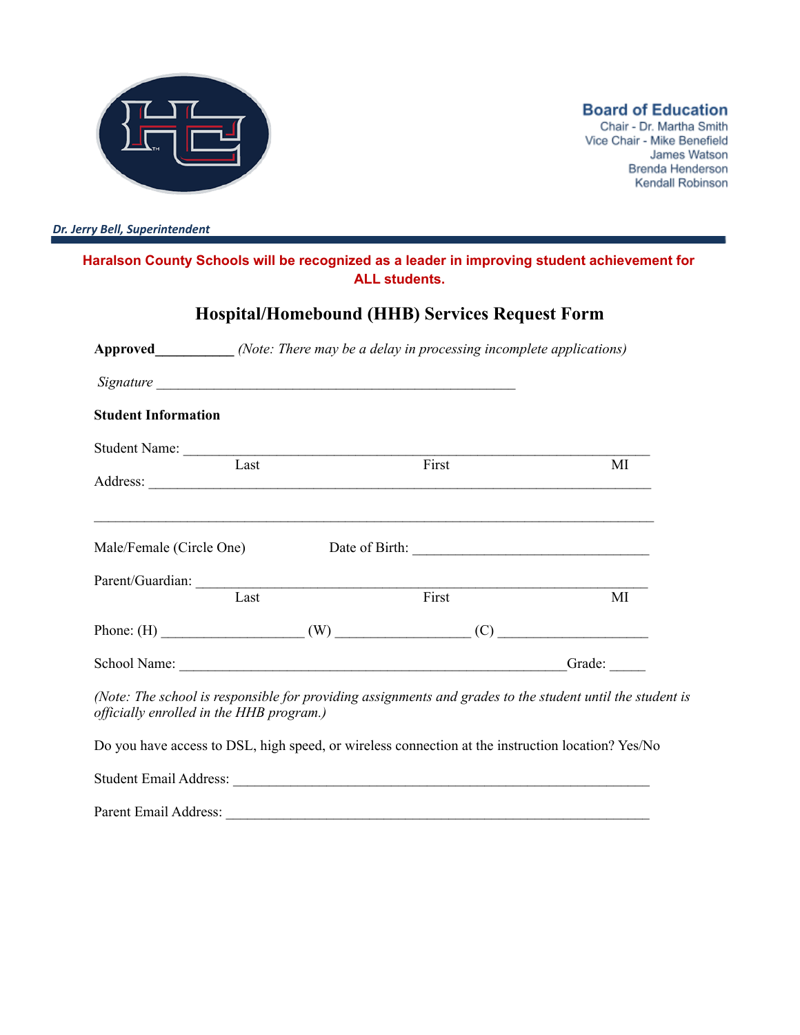**Board of Education**
Chair - Dr. Martha Smith
Vice Chair - Mike Benefield
James Watson
Brenda Henderson
Kendall Robinson

*Dr. Jerry Bell, Superintendent*

**Haralson County Schools will be recognized as a leader in improving student achievement for ALL students.**

# Hospital/Homebound (HHB) Services Request Form

**Approved**___________ *(Note: There may be a delay in processing incomplete applications)*

*Signature* ____________________________________________________

**Student Information**

Student Name: ____________________________________________________________________
Last First MI

Address: __________________________________________________________________________

_________________________________________________________________________________

Male/Female (Circle One) Date of Birth: _________________________________

Parent/Guardian: __________________________________________________________________
Last First MI

Phone: (H) ____________________ (W) ___________________ (C) _____________________

School Name: ________________________________________________________Grade: _____

*(Note: The school is responsible for providing assignments and grades to the student until the student is officially enrolled in the HHB program.)*

Do you have access to DSL, high speed, or wireless connection at the instruction location? Yes/No

Student Email Address: ____________________________________________________________

Parent Email Address: _____________________________________________________________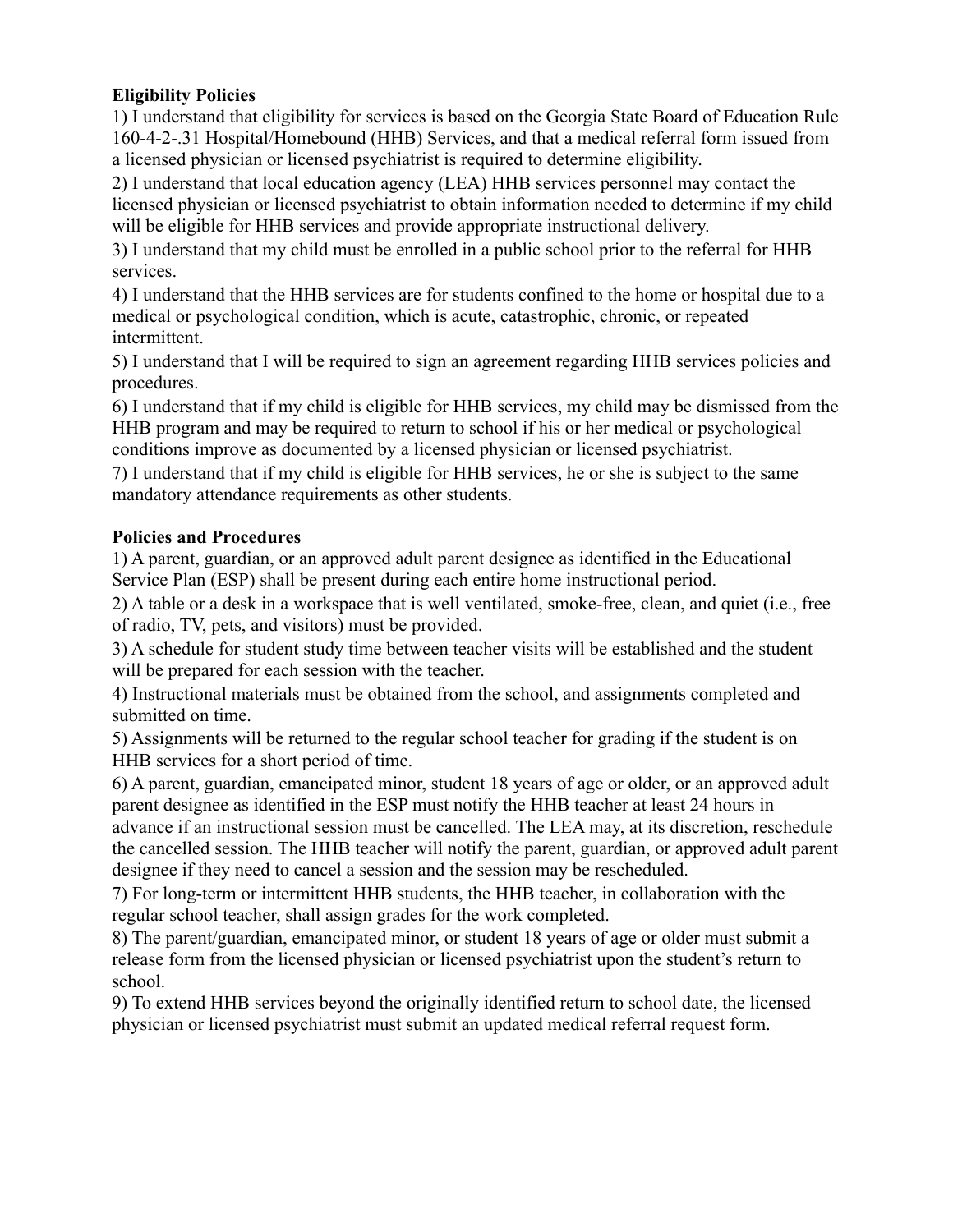**Eligibility Policies**

1) I understand that eligibility for services is based on the Georgia State Board of Education Rule 160-4-2-.31 Hospital/Homebound (HHB) Services, and that a medical referral form issued from a licensed physician or licensed psychiatrist is required to determine eligibility.

2) I understand that local education agency (LEA) HHB services personnel may contact the licensed physician or licensed psychiatrist to obtain information needed to determine if my child will be eligible for HHB services and provide appropriate instructional delivery.

3) I understand that my child must be enrolled in a public school prior to the referral for HHB services.

4) I understand that the HHB services are for students confined to the home or hospital due to a medical or psychological condition, which is acute, catastrophic, chronic, or repeated intermittent.

5) I understand that I will be required to sign an agreement regarding HHB services policies and procedures.

6) I understand that if my child is eligible for HHB services, my child may be dismissed from the HHB program and may be required to return to school if his or her medical or psychological conditions improve as documented by a licensed physician or licensed psychiatrist.

7) I understand that if my child is eligible for HHB services, he or she is subject to the same mandatory attendance requirements as other students.

**Policies and Procedures**

1) A parent, guardian, or an approved adult parent designee as identified in the Educational Service Plan (ESP) shall be present during each entire home instructional period.

2) A table or a desk in a workspace that is well ventilated, smoke-free, clean, and quiet (i.e., free of radio, TV, pets, and visitors) must be provided.

3) A schedule for student study time between teacher visits will be established and the student will be prepared for each session with the teacher.

4) Instructional materials must be obtained from the school, and assignments completed and submitted on time.

5) Assignments will be returned to the regular school teacher for grading if the student is on HHB services for a short period of time.

6) A parent, guardian, emancipated minor, student 18 years of age or older, or an approved adult parent designee as identified in the ESP must notify the HHB teacher at least 24 hours in advance if an instructional session must be cancelled. The LEA may, at its discretion, reschedule the cancelled session. The HHB teacher will notify the parent, guardian, or approved adult parent designee if they need to cancel a session and the session may be rescheduled.

7) For long-term or intermittent HHB students, the HHB teacher, in collaboration with the regular school teacher, shall assign grades for the work completed.

8) The parent/guardian, emancipated minor, or student 18 years of age or older must submit a release form from the licensed physician or licensed psychiatrist upon the student's return to school.

9) To extend HHB services beyond the originally identified return to school date, the licensed physician or licensed psychiatrist must submit an updated medical referral request form.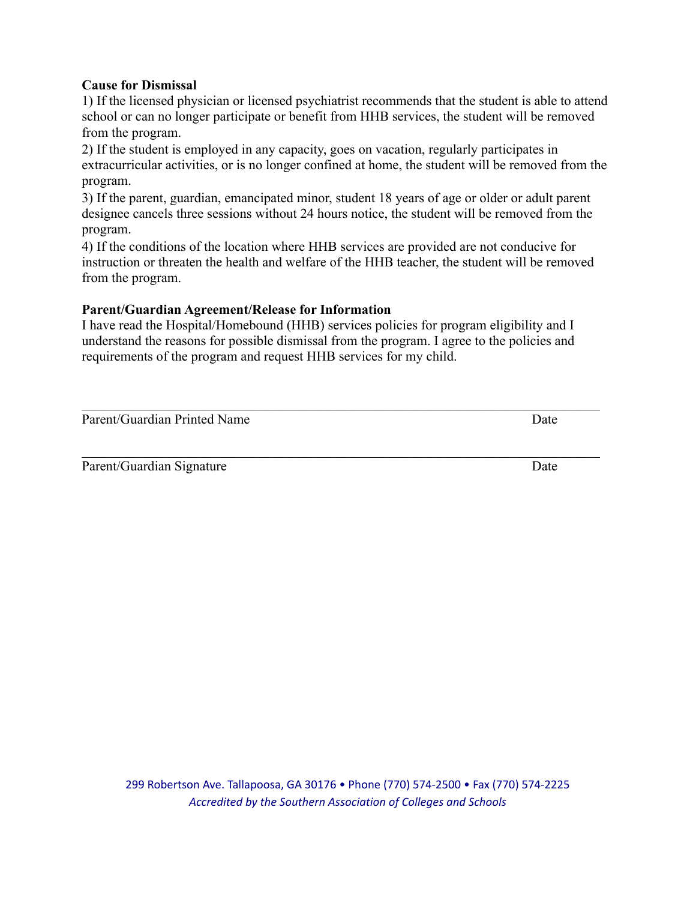**Cause for Dismissal**

1) If the licensed physician or licensed psychiatrist recommends that the student is able to attend school or can no longer participate or benefit from HHB services, the student will be removed from the program.
2) If the student is employed in any capacity, goes on vacation, regularly participates in extracurricular activities, or is no longer confined at home, the student will be removed from the program.
3) If the parent, guardian, emancipated minor, student 18 years of age or older or adult parent designee cancels three sessions without 24 hours notice, the student will be removed from the program.
4) If the conditions of the location where HHB services are provided are not conducive for instruction or threaten the health and welfare of the HHB teacher, the student will be removed from the program.

**Parent/Guardian Agreement/Release for Information**

I have read the Hospital/Homebound (HHB) services policies for program eligibility and I understand the reasons for possible dismissal from the program. I agree to the policies and requirements of the program and request HHB services for my child.

\_\_\_\_\_\_\_\_\_\_\_\_\_\_\_\_\_\_\_\_\_\_\_\_\_\_\_\_\_\_\_\_\_\_\_\_\_\_\_\_\_\_\_\_\_\_\_\_\_\_\_\_\_\_\_\_\_\_\_\_\_\_\_\_\_\_

Parent/Guardian Printed Name Date

\_\_\_\_\_\_\_\_\_\_\_\_\_\_\_\_\_\_\_\_\_\_\_\_\_\_\_\_\_\_\_\_\_\_\_\_\_\_\_\_\_\_\_\_\_\_\_\_\_\_\_\_\_\_\_\_\_\_\_\_\_\_\_\_\_\_

Parent/Guardian Signature Date

299 Robertson Ave. Tallapoosa, GA 30176 • Phone (770) 574-2500 • Fax (770) 574-2225

*Accredited by the Southern Association of Colleges and Schools*